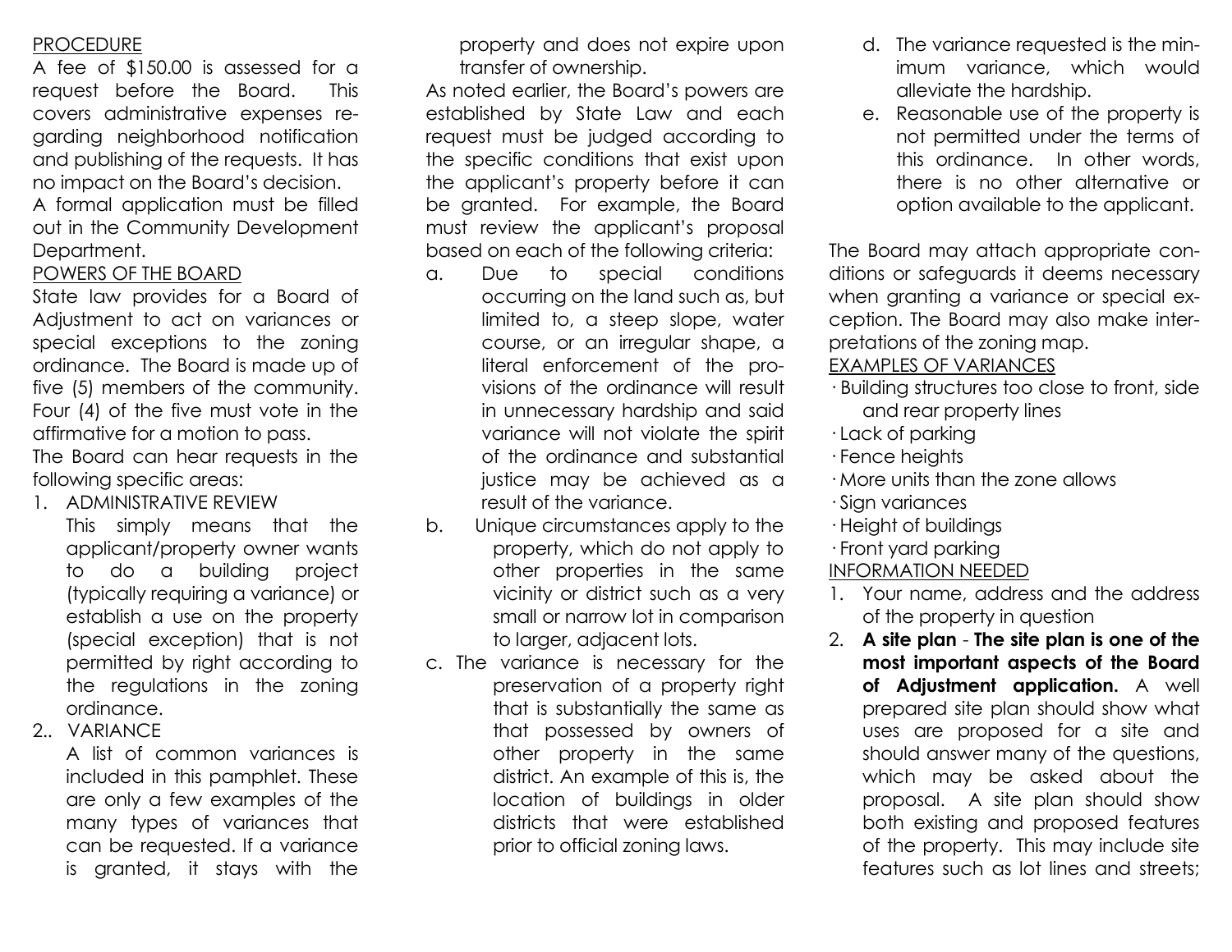## PROCEDURE

A fee of $150.00 is assessed for a request before the Board. This covers administrative expenses regarding neighborhood notification and publishing of the requests. It has no impact on the Board's decision.

A formal application must be filled out in the Community Development Department.

## POWERS OF THE BOARD

State law provides for a Board of Adjustment to act on variances or special exceptions to the zoning ordinance. The Board is made up of five (5) members of the community. Four (4) of the five must vote in the affirmative for a motion to pass.

The Board can hear requests in the following specific areas:

1. ADMINISTRATIVE REVIEW

   This simply means that the applicant/property owner wants to do a building project (typically requiring a variance) or establish a use on the property (special exception) that is not permitted by right according to the regulations in the zoning ordinance.

2.. VARIANCE

   A list of common variances is included in this pamphlet. These are only a few examples of the many types of variances that can be requested. If a variance is granted, it stays with the property and does not expire upon transfer of ownership.

As noted earlier, the Board's powers are established by State Law and each request must be judged according to the specific conditions that exist upon the applicant's property before it can be granted. For example, the Board must review the applicant's proposal based on each of the following criteria:

a. Due to special conditions occurring on the land such as, but limited to, a steep slope, water course, or an irregular shape, a literal enforcement of the provisions of the ordinance will result in unnecessary hardship and said variance will not violate the spirit of the ordinance and substantial justice may be achieved as a result of the variance.

b. Unique circumstances apply to the property, which do not apply to other properties in the same vicinity or district such as a very small or narrow lot in comparison to larger, adjacent lots.

c. The variance is necessary for the preservation of a property right that is substantially the same as that possessed by owners of other property in the same district. An example of this is, the location of buildings in older districts that were established prior to official zoning laws.

d. The variance requested is the minimum variance, which would alleviate the hardship.

e. Reasonable use of the property is not permitted under the terms of this ordinance. In other words, there is no other alternative or option available to the applicant.

The Board may attach appropriate conditions or safeguards it deems necessary when granting a variance or special exception. The Board may also make interpretations of the zoning map.

## EXAMPLES OF VARIANCES

- Building structures too close to front, side and rear property lines
- Lack of parking
- Fence heights
- More units than the zone allows
- Sign variances
- Height of buildings
- Front yard parking

## INFORMATION NEEDED

1. Your name, address and the address of the property in question
2. **A site plan** - **The site plan is one of the most important aspects of the Board of Adjustment application.** A well prepared site plan should show what uses are proposed for a site and should answer many of the questions, which may be asked about the proposal. A site plan should show both existing and proposed features of the property. This may include site features such as lot lines and streets;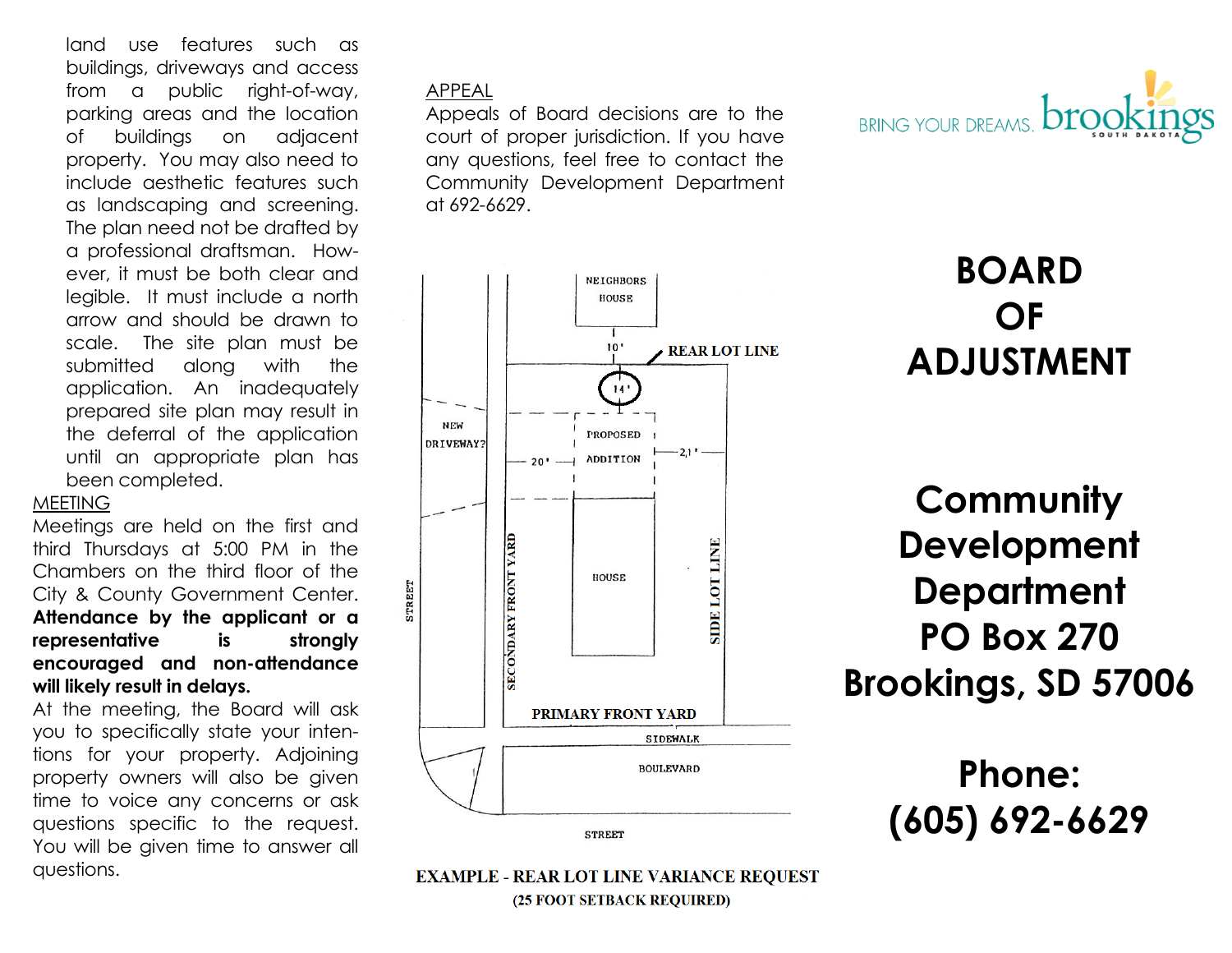land use features such as buildings, driveways and access from a public right-of-way, parking areas and the location of buildings on adjacent property. You may also need to include aesthetic features such as landscaping and screening. The plan need not be drafted by a professional draftsman. However, it must be both clear and legible. It must include a north arrow and should be drawn to scale. The site plan must be submitted along with the application. An inadequately prepared site plan may result in the deferral of the application until an appropriate plan has been completed.

## MEETING

Meetings are held on the first and third Thursdays at 5:00 PM in the Chambers on the third floor of the City & County Government Center. **Attendance by the applicant or a representative is strongly encouraged and non-attendance will likely result in delays.**

At the meeting, the Board will ask you to specifically state your intentions for your property. Adjoining property owners will also be given time to voice any concerns or ask questions specific to the request. You will be given time to answer all questions.

## APPEAL

Appeals of Board decisions are to the court of proper jurisdiction. If you have any questions, feel free to contact the Community Development Department at 692-6629.

NEIGHBORS HOUSE

10'

REAR LOT LINE

14'

NEW DRIVEWAY?

PROPOSED ADDITION

20'

2,1'

STREET

SECONDARY FRONT YARD

HOUSE

SIDE LOT LINE

PRIMARY FRONT YARD

SIDEWALK

BOULEVARD

STREET

**EXAMPLE - REAR LOT LINE VARIANCE REQUEST**

**(25 FOOT SETBACK REQUIRED)**

BRING YOUR DREAMS. brookings SOUTH DAKOTA

# BOARD OF ADJUSTMENT

# Community Development Department PO Box 270 Brookings, SD 57006

# Phone: (605) 692-6629